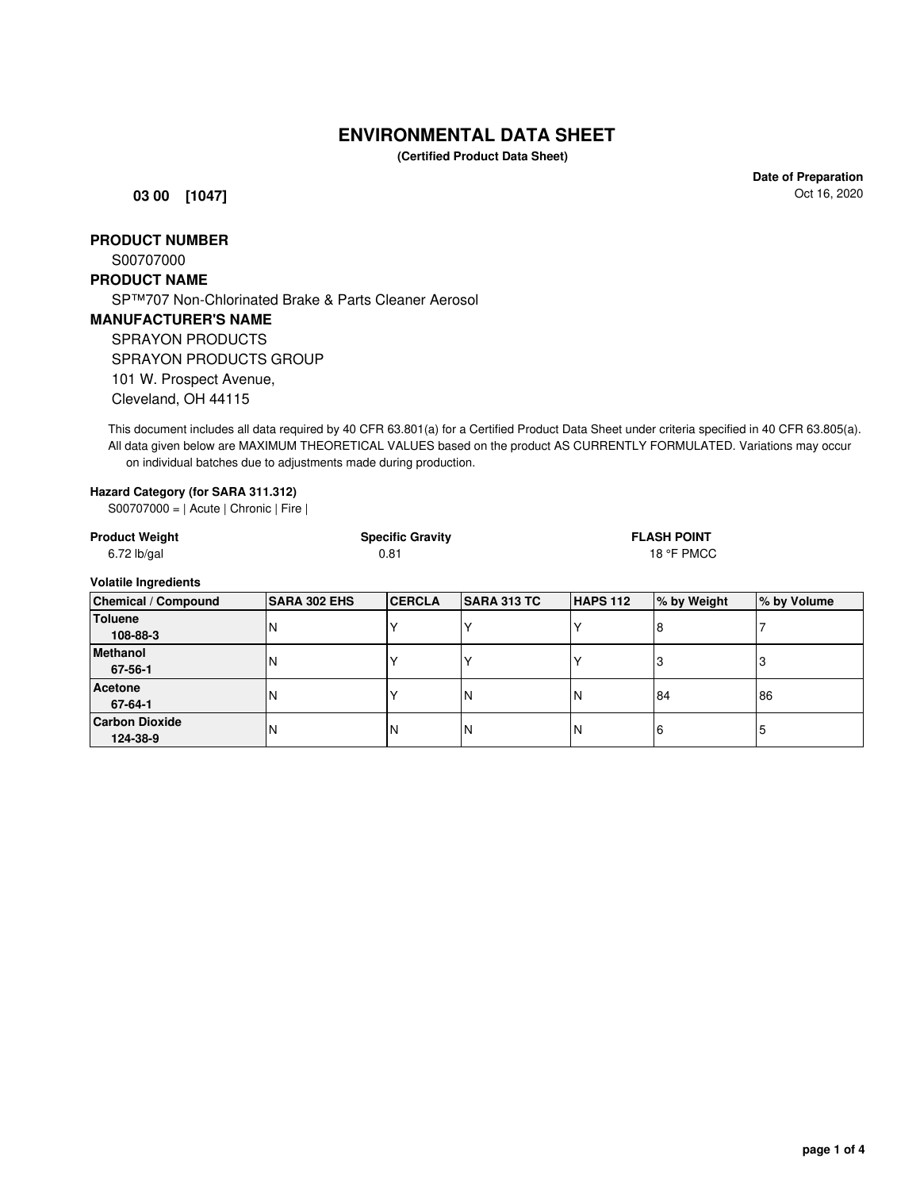# ENVIRONMENTAL DATA SHEET

**(Certified Product Data Sheet)**

**Date of Preparation**
Oct 16, 2020

**03 00 [1047]**

## PRODUCT NUMBER

S00707000

## PRODUCT NAME

SP™707 Non-Chlorinated Brake & Parts Cleaner Aerosol

## MANUFACTURER'S NAME

SPRAYON PRODUCTS
SPRAYON PRODUCTS GROUP
101 W. Prospect Avenue,
Cleveland, OH 44115

This document includes all data required by 40 CFR 63.801(a) for a Certified Product Data Sheet under criteria specified in 40 CFR 63.805(a). All data given below are MAXIMUM THEORETICAL VALUES based on the product AS CURRENTLY FORMULATED. Variations may occur on individual batches due to adjustments made during production.

**Hazard Category (for SARA 311.312)**

S00707000 = | Acute | Chronic | Fire |

| Product Weight | Specific Gravity | FLASH POINT |
|---|---|---|
| 6.72 lb/gal | 0.81 | 18 °F PMCC |

**Volatile Ingredients**

| Chemical / Compound | SARA 302 EHS | CERCLA | SARA 313 TC | HAPS 112 | % by Weight | % by Volume |
|---|---|---|---|---|---|---|
| **Toluene** **108-88-3** | N | Y | Y | Y | 8 | 7 |
| **Methanol** **67-56-1** | N | Y | Y | Y | 3 | 3 |
| **Acetone** **67-64-1** | N | Y | N | N | 84 | 86 |
| **Carbon Dioxide** **124-38-9** | N | N | N | N | 6 | 5 |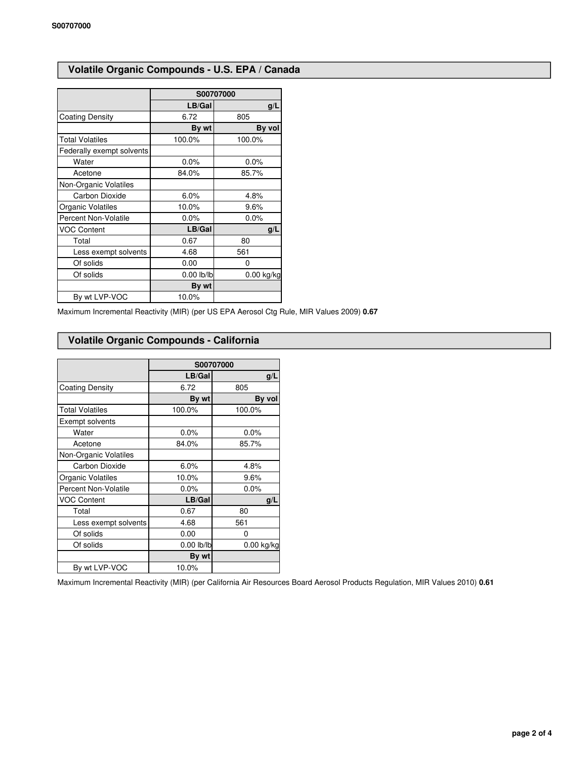## Volatile Organic Compounds - U.S. EPA / Canada

| | S00707000 | |
|---|---|---|
| | LB/Gal | g/L |
| Coating Density | 6.72 | 805 |
| | By wt | By vol |
| Total Volatiles | 100.0% | 100.0% |
| Federally exempt solvents | | |
| Water | 0.0% | 0.0% |
| Acetone | 84.0% | 85.7% |
| Non-Organic Volatiles | | |
| Carbon Dioxide | 6.0% | 4.8% |
| Organic Volatiles | 10.0% | 9.6% |
| Percent Non-Volatile | 0.0% | 0.0% |
| VOC Content | LB/Gal | g/L |
| Total | 0.67 | 80 |
| Less exempt solvents | 4.68 | 561 |
| Of solids | 0.00 | 0 |
| Of solids | 0.00 lb/lb | 0.00 kg/kg |
| | By wt | |
| By wt LVP-VOC | 10.0% | |

Maximum Incremental Reactivity (MIR) (per US EPA Aerosol Ctg Rule, MIR Values 2009) **0.67**

## Volatile Organic Compounds - California

| | S00707000 | |
|---|---|---|
| | LB/Gal | g/L |
| Coating Density | 6.72 | 805 |
| | By wt | By vol |
| Total Volatiles | 100.0% | 100.0% |
| Exempt solvents | | |
| Water | 0.0% | 0.0% |
| Acetone | 84.0% | 85.7% |
| Non-Organic Volatiles | | |
| Carbon Dioxide | 6.0% | 4.8% |
| Organic Volatiles | 10.0% | 9.6% |
| Percent Non-Volatile | 0.0% | 0.0% |
| VOC Content | LB/Gal | g/L |
| Total | 0.67 | 80 |
| Less exempt solvents | 4.68 | 561 |
| Of solids | 0.00 | 0 |
| Of solids | 0.00 lb/lb | 0.00 kg/kg |
| | By wt | |
| By wt LVP-VOC | 10.0% | |

Maximum Incremental Reactivity (MIR) (per California Air Resources Board Aerosol Products Regulation, MIR Values 2010) **0.61**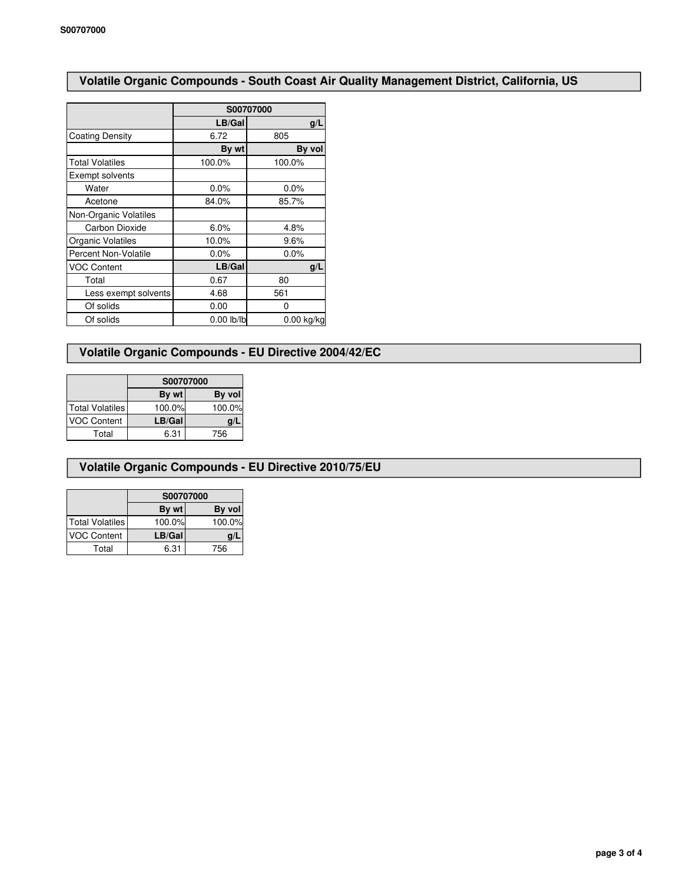## Volatile Organic Compounds - South Coast Air Quality Management District, California, US

| | S00707000 | |
|---|---|---|
| | LB/Gal | g/L |
| Coating Density | 6.72 | 805 |
| | By wt | By vol |
| Total Volatiles | 100.0% | 100.0% |
| Exempt solvents | | |
| Water | 0.0% | 0.0% |
| Acetone | 84.0% | 85.7% |
| Non-Organic Volatiles | | |
| Carbon Dioxide | 6.0% | 4.8% |
| Organic Volatiles | 10.0% | 9.6% |
| Percent Non-Volatile | 0.0% | 0.0% |
| VOC Content | LB/Gal | g/L |
| Total | 0.67 | 80 |
| Less exempt solvents | 4.68 | 561 |
| Of solids | 0.00 | 0 |
| Of solids | 0.00 lb/lb | 0.00 kg/kg |

## Volatile Organic Compounds - EU Directive 2004/42/EC

| | S00707000 | |
|---|---|---|
| | By wt | By vol |
| Total Volatiles | 100.0% | 100.0% |
| VOC Content | LB/Gal | g/L |
| Total | 6.31 | 756 |

## Volatile Organic Compounds - EU Directive 2010/75/EU

| | S00707000 | |
|---|---|---|
| | By wt | By vol |
| Total Volatiles | 100.0% | 100.0% |
| VOC Content | LB/Gal | g/L |
| Total | 6.31 | 756 |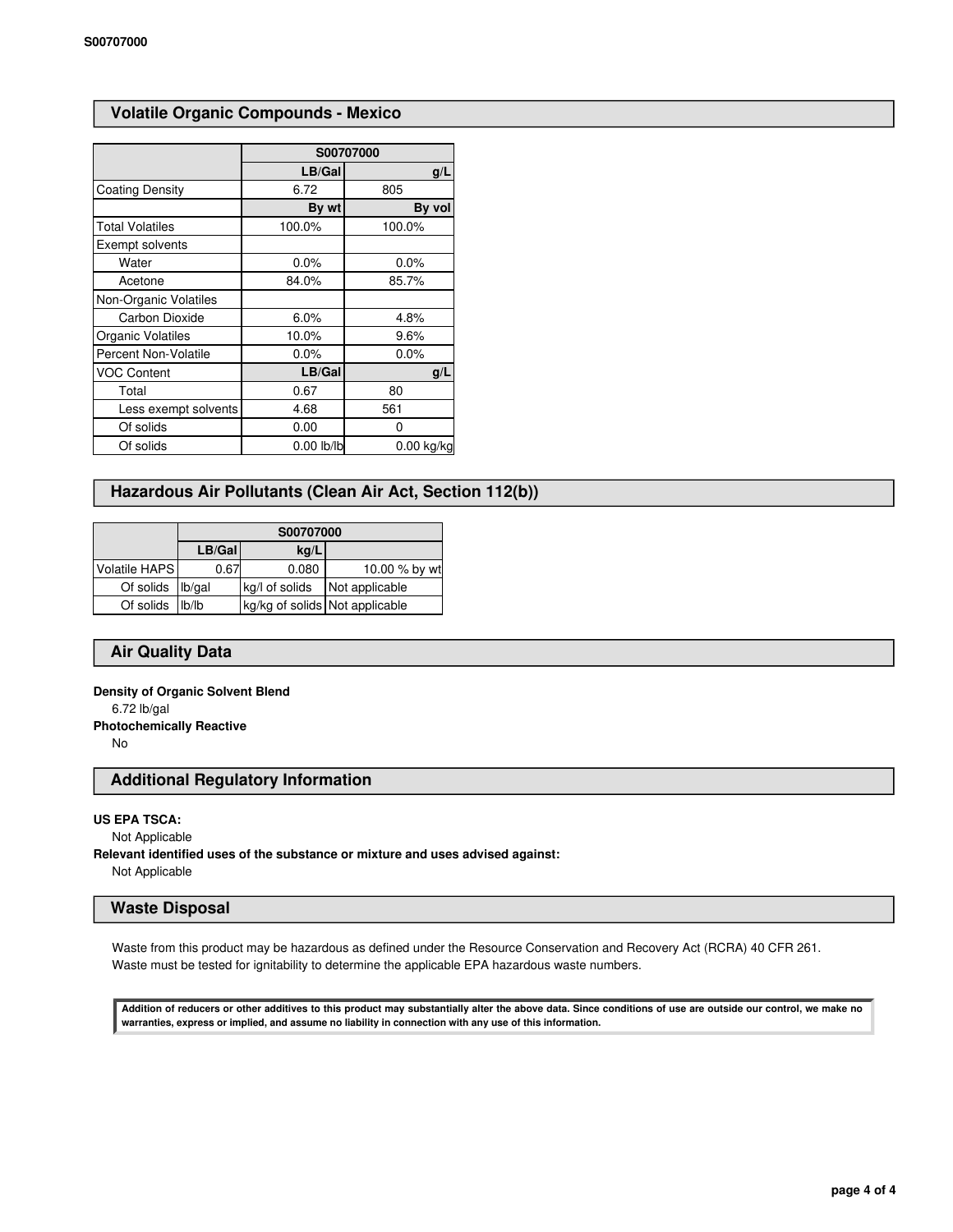## Volatile Organic Compounds - Mexico

| | S00707000 | |
|---|---|---|
| | LB/Gal | g/L |
| Coating Density | 6.72 | 805 |
| | By wt | By vol |
| Total Volatiles | 100.0% | 100.0% |
| Exempt solvents | | |
| Water | 0.0% | 0.0% |
| Acetone | 84.0% | 85.7% |
| Non-Organic Volatiles | | |
| Carbon Dioxide | 6.0% | 4.8% |
| Organic Volatiles | 10.0% | 9.6% |
| Percent Non-Volatile | 0.0% | 0.0% |
| VOC Content | LB/Gal | g/L |
| Total | 0.67 | 80 |
| Less exempt solvents | 4.68 | 561 |
| Of solids | 0.00 | 0 |
| Of solids | 0.00 lb/lb | 0.00 kg/kg |

## Hazardous Air Pollutants (Clean Air Act, Section 112(b))

| | S00707000 | | |
|---|---|---|---|
| | LB/Gal | kg/L | |
| Volatile HAPS | 0.67 | 0.080 | 10.00 % by wt |
| Of solids | lb/gal | kg/l of solids | Not applicable |
| Of solids | lb/lb | kg/kg of solids | Not applicable |

## Air Quality Data

**Density of Organic Solvent Blend**

6.72 lb/gal

**Photochemically Reactive**

No

## Additional Regulatory Information

**US EPA TSCA:**

Not Applicable

**Relevant identified uses of the substance or mixture and uses advised against:**

Not Applicable

## Waste Disposal

Waste from this product may be hazardous as defined under the Resource Conservation and Recovery Act (RCRA) 40 CFR 261.
Waste must be tested for ignitability to determine the applicable EPA hazardous waste numbers.

**Addition of reducers or other additives to this product may substantially alter the above data. Since conditions of use are outside our control, we make no warranties, express or implied, and assume no liability in connection with any use of this information.**